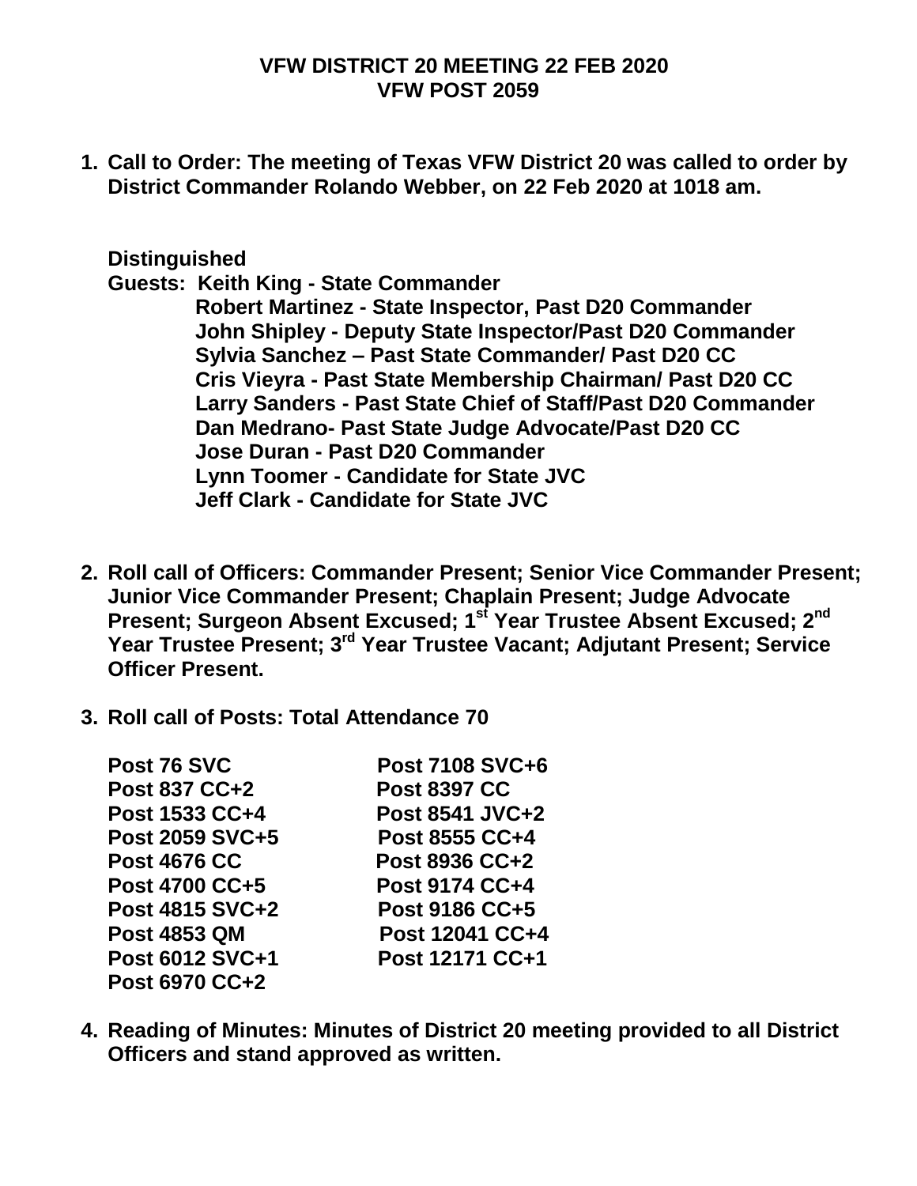# VFW DISTRICT 20 MEETING 22 FEB 2020
## VFW POST 2059

1. **Call to Order: The meeting of Texas VFW District 20 was called to order by District Commander Rolando Webber, on 22 Feb 2020 at 1018 am.**

   **Distinguished Guests:**
   - **Keith King - State Commander**
   - **Robert Martinez - State Inspector, Past D20 Commander**
   - **John Shipley - Deputy State Inspector/Past D20 Commander**
   - **Sylvia Sanchez – Past State Commander/ Past D20 CC**
   - **Cris Vieyra - Past State Membership Chairman/ Past D20 CC**
   - **Larry Sanders - Past State Chief of Staff/Past D20 Commander**
   - **Dan Medrano- Past State Judge Advocate/Past D20 CC**
   - **Jose Duran - Past D20 Commander**
   - **Lynn Toomer - Candidate for State JVC**
   - **Jeff Clark - Candidate for State JVC**

2. **Roll call of Officers: Commander Present; Senior Vice Commander Present; Junior Vice Commander Present; Chaplain Present; Judge Advocate Present; Surgeon Absent Excused; 1st Year Trustee Absent Excused; 2nd Year Trustee Present; 3rd Year Trustee Vacant; Adjutant Present; Service Officer Present.**

3. **Roll call of Posts: Total Attendance 70**

   | | |
   |---|---|
   | **Post 76 SVC** | **Post 7108 SVC+6** |
   | **Post 837 CC+2** | **Post 8397 CC** |
   | **Post 1533 CC+4** | **Post 8541 JVC+2** |
   | **Post 2059 SVC+5** | **Post 8555 CC+4** |
   | **Post 4676 CC** | **Post 8936 CC+2** |
   | **Post 4700 CC+5** | **Post 9174 CC+4** |
   | **Post 4815 SVC+2** | **Post 9186 CC+5** |
   | **Post 4853 QM** | **Post 12041 CC+4** |
   | **Post 6012 SVC+1** | **Post 12171 CC+1** |
   | **Post 6970 CC+2** | |

4. **Reading of Minutes: Minutes of District 20 meeting provided to all District Officers and stand approved as written.**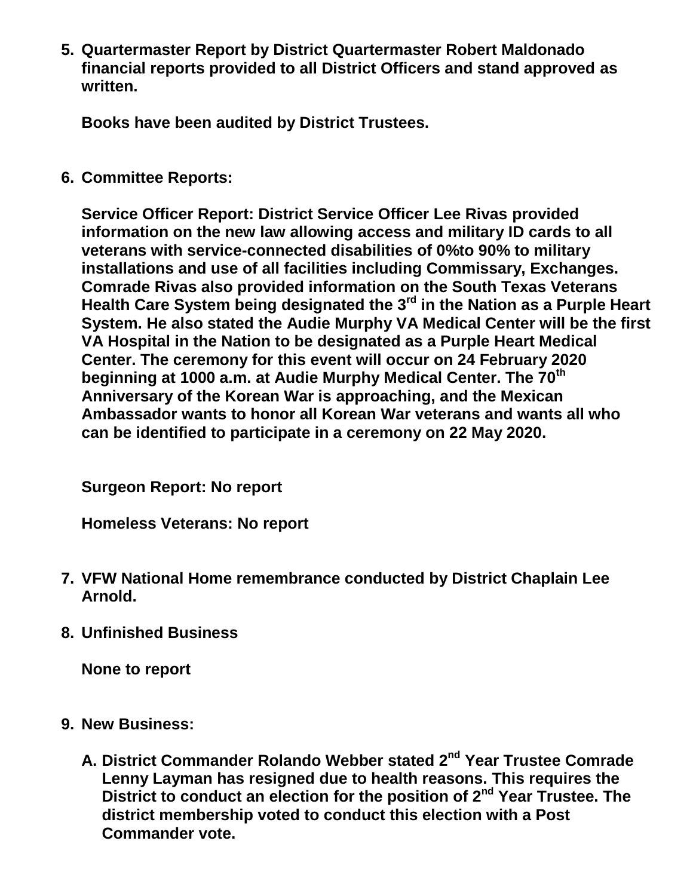5. **Quartermaster Report by District Quartermaster Robert Maldonado financial reports provided to all District Officers and stand approved as written.**

   **Books have been audited by District Trustees.**

6. **Committee Reports:**

   **Service Officer Report: District Service Officer Lee Rivas provided information on the new law allowing access and military ID cards to all veterans with service-connected disabilities of 0%to 90% to military installations and use of all facilities including Commissary, Exchanges. Comrade Rivas also provided information on the South Texas Veterans Health Care System being designated the 3rd in the Nation as a Purple Heart System. He also stated the Audie Murphy VA Medical Center will be the first VA Hospital in the Nation to be designated as a Purple Heart Medical Center. The ceremony for this event will occur on 24 February 2020 beginning at 1000 a.m. at Audie Murphy Medical Center. The 70th Anniversary of the Korean War is approaching, and the Mexican Ambassador wants to honor all Korean War veterans and wants all who can be identified to participate in a ceremony on 22 May 2020.**

   **Surgeon Report: No report**

   **Homeless Veterans: No report**

7. **VFW National Home remembrance conducted by District Chaplain Lee Arnold.**

8. **Unfinished Business**

   **None to report**

9. **New Business:**

   A. **District Commander Rolando Webber stated 2nd Year Trustee Comrade Lenny Layman has resigned due to health reasons. This requires the District to conduct an election for the position of 2nd Year Trustee. The district membership voted to conduct this election with a Post Commander vote.**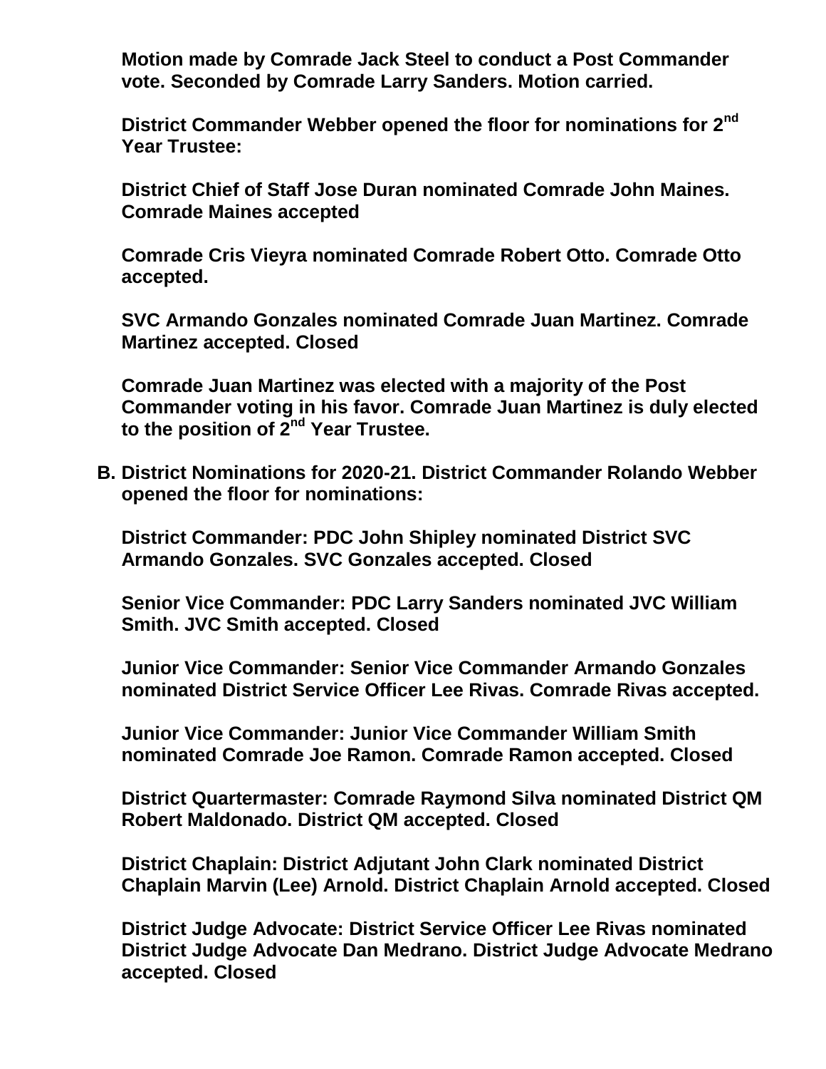**Motion made by Comrade Jack Steel to conduct a Post Commander vote. Seconded by Comrade Larry Sanders. Motion carried.**

**District Commander Webber opened the floor for nominations for 2nd Year Trustee:**

**District Chief of Staff Jose Duran nominated Comrade John Maines. Comrade Maines accepted**

**Comrade Cris Vieyra nominated Comrade Robert Otto. Comrade Otto accepted.**

**SVC Armando Gonzales nominated Comrade Juan Martinez. Comrade Martinez accepted. Closed**

**Comrade Juan Martinez was elected with a majority of the Post Commander voting in his favor. Comrade Juan Martinez is duly elected to the position of 2nd Year Trustee.**

**B. District Nominations for 2020-21. District Commander Rolando Webber opened the floor for nominations:**

**District Commander: PDC John Shipley nominated District SVC Armando Gonzales. SVC Gonzales accepted. Closed**

**Senior Vice Commander: PDC Larry Sanders nominated JVC William Smith. JVC Smith accepted. Closed**

**Junior Vice Commander: Senior Vice Commander Armando Gonzales nominated District Service Officer Lee Rivas. Comrade Rivas accepted.**

**Junior Vice Commander: Junior Vice Commander William Smith nominated Comrade Joe Ramon. Comrade Ramon accepted. Closed**

**District Quartermaster: Comrade Raymond Silva nominated District QM Robert Maldonado. District QM accepted. Closed**

**District Chaplain: District Adjutant John Clark nominated District Chaplain Marvin (Lee) Arnold. District Chaplain Arnold accepted. Closed**

**District Judge Advocate: District Service Officer Lee Rivas nominated District Judge Advocate Dan Medrano. District Judge Advocate Medrano accepted. Closed**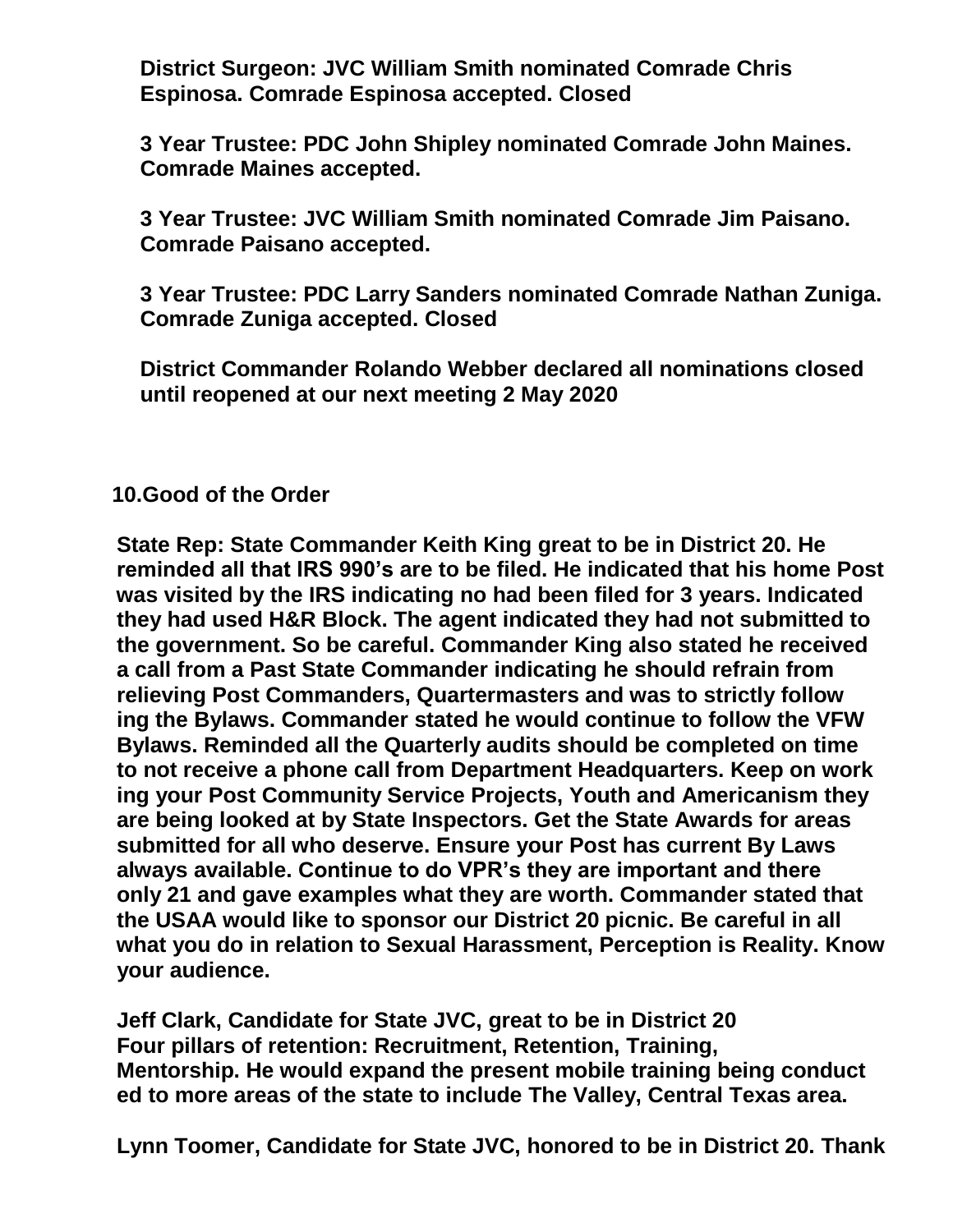**District Surgeon: JVC William Smith nominated Comrade Chris Espinosa. Comrade Espinosa accepted. Closed**

**3 Year Trustee: PDC John Shipley nominated Comrade John Maines. Comrade Maines accepted.**

**3 Year Trustee: JVC William Smith nominated Comrade Jim Paisano. Comrade Paisano accepted.**

**3 Year Trustee: PDC Larry Sanders nominated Comrade Nathan Zuniga. Comrade Zuniga accepted. Closed**

**District Commander Rolando Webber declared all nominations closed until reopened at our next meeting 2 May 2020**

**10.Good of the Order**

**State Rep: State Commander Keith King great to be in District 20. He reminded all that IRS 990's are to be filed. He indicated that his home Post was visited by the IRS indicating no had been filed for 3 years. Indicated they had used H&R Block. The agent indicated they had not submitted to the government. So be careful. Commander King also stated he received a call from a Past State Commander indicating he should refrain from relieving Post Commanders, Quartermasters and was to strictly follow ing the Bylaws. Commander stated he would continue to follow the VFW Bylaws. Reminded all the Quarterly audits should be completed on time to not receive a phone call from Department Headquarters. Keep on work ing your Post Community Service Projects, Youth and Americanism they are being looked at by State Inspectors. Get the State Awards for areas submitted for all who deserve. Ensure your Post has current By Laws always available. Continue to do VPR's they are important and there only 21 and gave examples what they are worth. Commander stated that the USAA would like to sponsor our District 20 picnic. Be careful in all what you do in relation to Sexual Harassment, Perception is Reality. Know your audience.**

**Jeff Clark, Candidate for State JVC, great to be in District 20 Four pillars of retention: Recruitment, Retention, Training, Mentorship. He would expand the present mobile training being conduct ed to more areas of the state to include The Valley, Central Texas area.**

**Lynn Toomer, Candidate for State JVC, honored to be in District 20. Thank**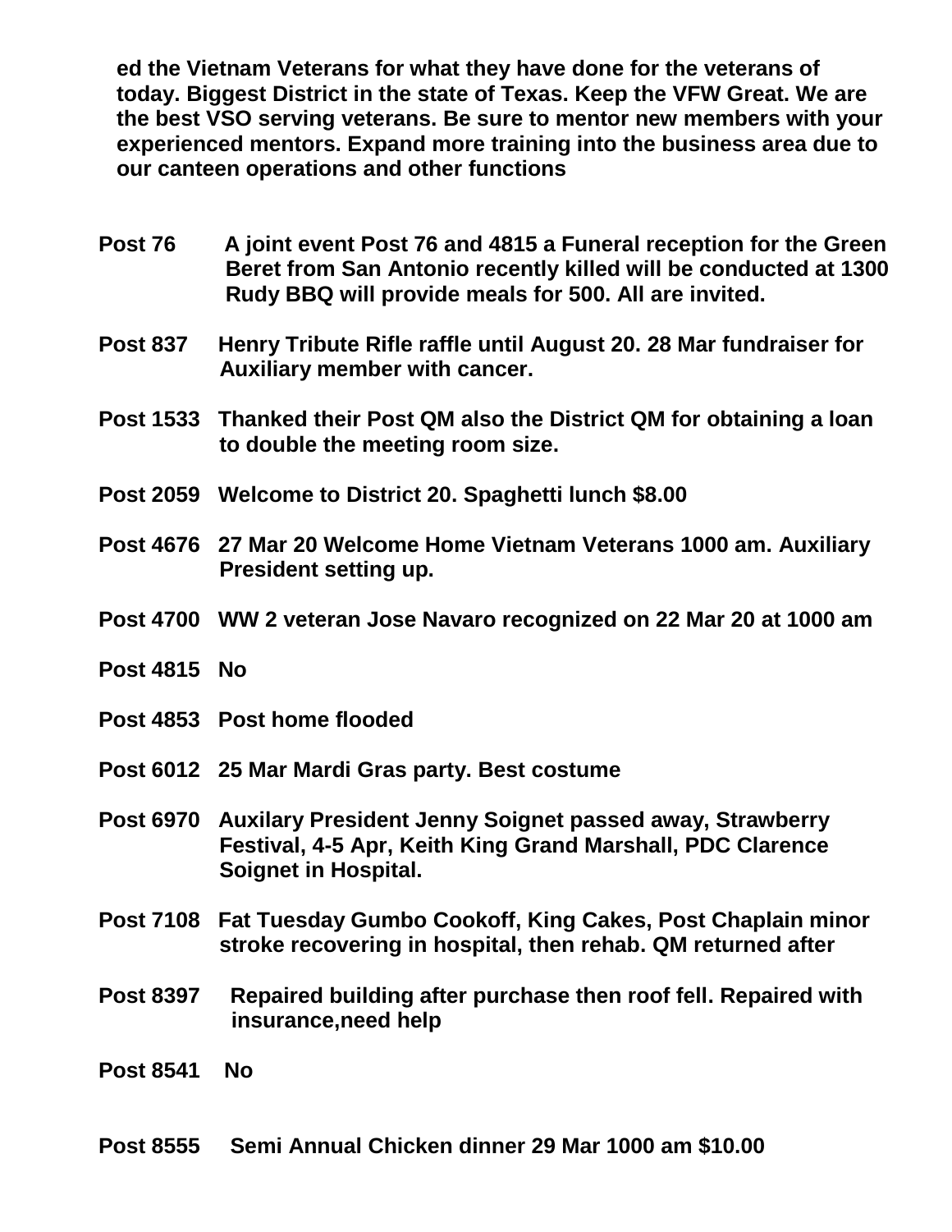**ed the Vietnam Veterans for what they have done for the veterans of today. Biggest District in the state of Texas. Keep the VFW Great. We are the best VSO serving veterans. Be sure to mentor new members with your experienced mentors. Expand more training into the business area due to our canteen operations and other functions**

**Post 76** **A joint event Post 76 and 4815 a Funeral reception for the Green Beret from San Antonio recently killed will be conducted at 1300 Rudy BBQ will provide meals for 500. All are invited.**

**Post 837** **Henry Tribute Rifle raffle until August 20. 28 Mar fundraiser for Auxiliary member with cancer.**

**Post 1533** **Thanked their Post QM also the District QM for obtaining a loan to double the meeting room size.**

**Post 2059** **Welcome to District 20. Spaghetti lunch $8.00**

**Post 4676** **27 Mar 20 Welcome Home Vietnam Veterans 1000 am. Auxiliary President setting up.**

**Post 4700** **WW 2 veteran Jose Navaro recognized on 22 Mar 20 at 1000 am**

**Post 4815** **No**

**Post 4853** **Post home flooded**

**Post 6012** **25 Mar Mardi Gras party. Best costume**

**Post 6970** **Auxilary President Jenny Soignet passed away, Strawberry Festival, 4-5 Apr, Keith King Grand Marshall, PDC Clarence Soignet in Hospital.**

**Post 7108** **Fat Tuesday Gumbo Cookoff, King Cakes, Post Chaplain minor stroke recovering in hospital, then rehab. QM returned after**

**Post 8397** **Repaired building after purchase then roof fell. Repaired with insurance,need help**

**Post 8541** **No**

**Post 8555** **Semi Annual Chicken dinner 29 Mar 1000 am $10.00**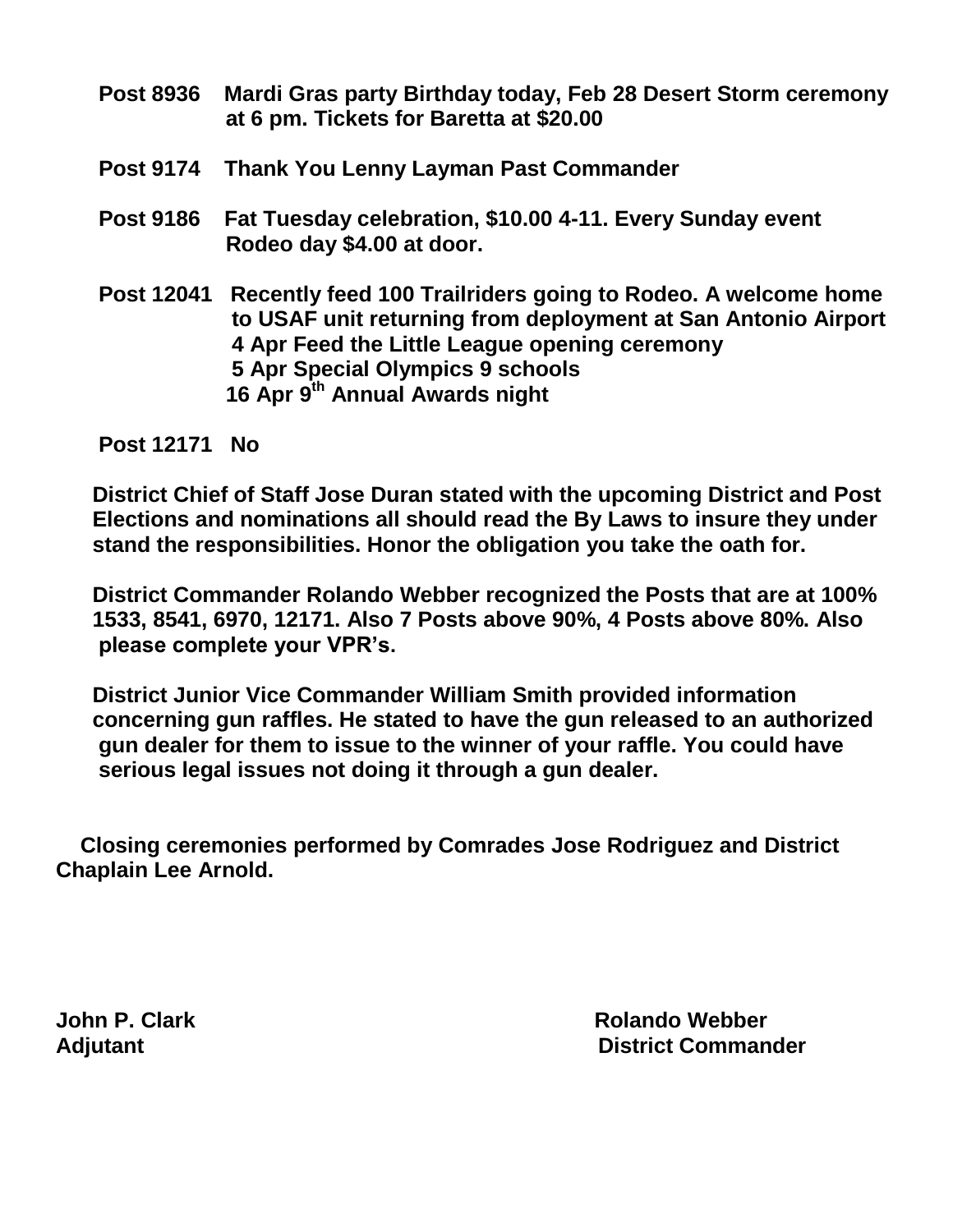**Post 8936** **Mardi Gras party Birthday today, Feb 28 Desert Storm ceremony at 6 pm. Tickets for Baretta at $20.00**

**Post 9174** **Thank You Lenny Layman Past Commander**

**Post 9186** **Fat Tuesday celebration, $10.00 4-11. Every Sunday event Rodeo day $4.00 at door.**

**Post 12041** **Recently feed 100 Trailriders going to Rodeo. A welcome home to USAF unit returning from deployment at San Antonio Airport**
**4 Apr Feed the Little League opening ceremony**
**5 Apr Special Olympics 9 schools**
**16 Apr 9th Annual Awards night**

**Post 12171** **No**

**District Chief of Staff Jose Duran stated with the upcoming District and Post Elections and nominations all should read the By Laws to insure they under stand the responsibilities. Honor the obligation you take the oath for.**

**District Commander Rolando Webber recognized the Posts that are at 100% 1533, 8541, 6970, 12171. Also 7 Posts above 90%, 4 Posts above 80%. Also please complete your VPR's.**

**District Junior Vice Commander William Smith provided information concerning gun raffles. He stated to have the gun released to an authorized gun dealer for them to issue to the winner of your raffle. You could have serious legal issues not doing it through a gun dealer.**

**Closing ceremonies performed by Comrades Jose Rodriguez and District Chaplain Lee Arnold.**

**John P. Clark**
**Adjutant**

**Rolando Webber**
**District Commander**